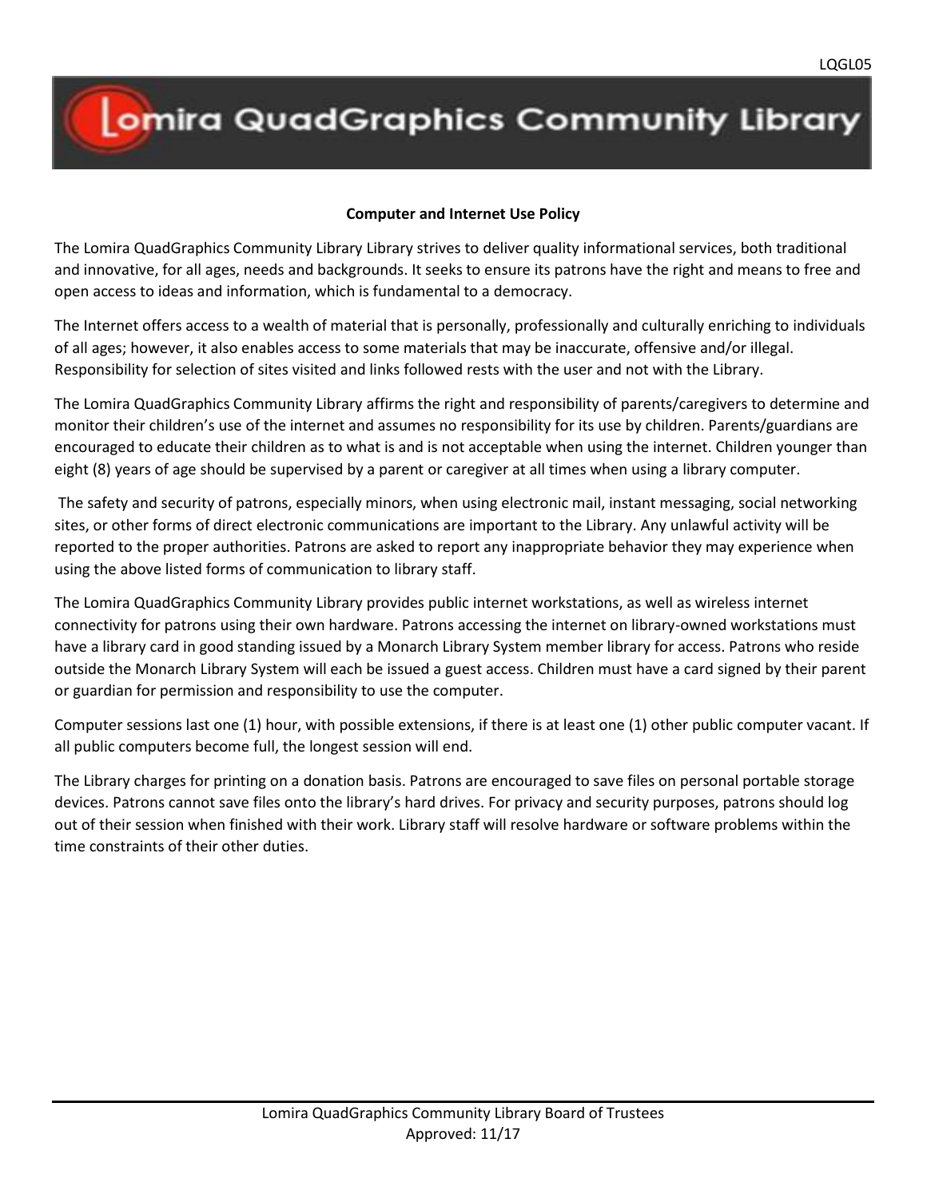# Lomira QuadGraphics Community Library

## Computer and Internet Use Policy

The Lomira QuadGraphics Community Library Library strives to deliver quality informational services, both traditional and innovative, for all ages, needs and backgrounds. It seeks to ensure its patrons have the right and means to free and open access to ideas and information, which is fundamental to a democracy.

The Internet offers access to a wealth of material that is personally, professionally and culturally enriching to individuals of all ages; however, it also enables access to some materials that may be inaccurate, offensive and/or illegal. Responsibility for selection of sites visited and links followed rests with the user and not with the Library.

The Lomira QuadGraphics Community Library affirms the right and responsibility of parents/caregivers to determine and monitor their children's use of the internet and assumes no responsibility for its use by children. Parents/guardians are encouraged to educate their children as to what is and is not acceptable when using the internet. Children younger than eight (8) years of age should be supervised by a parent or caregiver at all times when using a library computer.

The safety and security of patrons, especially minors, when using electronic mail, instant messaging, social networking sites, or other forms of direct electronic communications are important to the Library. Any unlawful activity will be reported to the proper authorities. Patrons are asked to report any inappropriate behavior they may experience when using the above listed forms of communication to library staff.

The Lomira QuadGraphics Community Library provides public internet workstations, as well as wireless internet connectivity for patrons using their own hardware. Patrons accessing the internet on library-owned workstations must have a library card in good standing issued by a Monarch Library System member library for access. Patrons who reside outside the Monarch Library System will each be issued a guest access. Children must have a card signed by their parent or guardian for permission and responsibility to use the computer.

Computer sessions last one (1) hour, with possible extensions, if there is at least one (1) other public computer vacant. If all public computers become full, the longest session will end.

The Library charges for printing on a donation basis. Patrons are encouraged to save files on personal portable storage devices. Patrons cannot save files onto the library's hard drives. For privacy and security purposes, patrons should log out of their session when finished with their work. Library staff will resolve hardware or software problems within the time constraints of their other duties.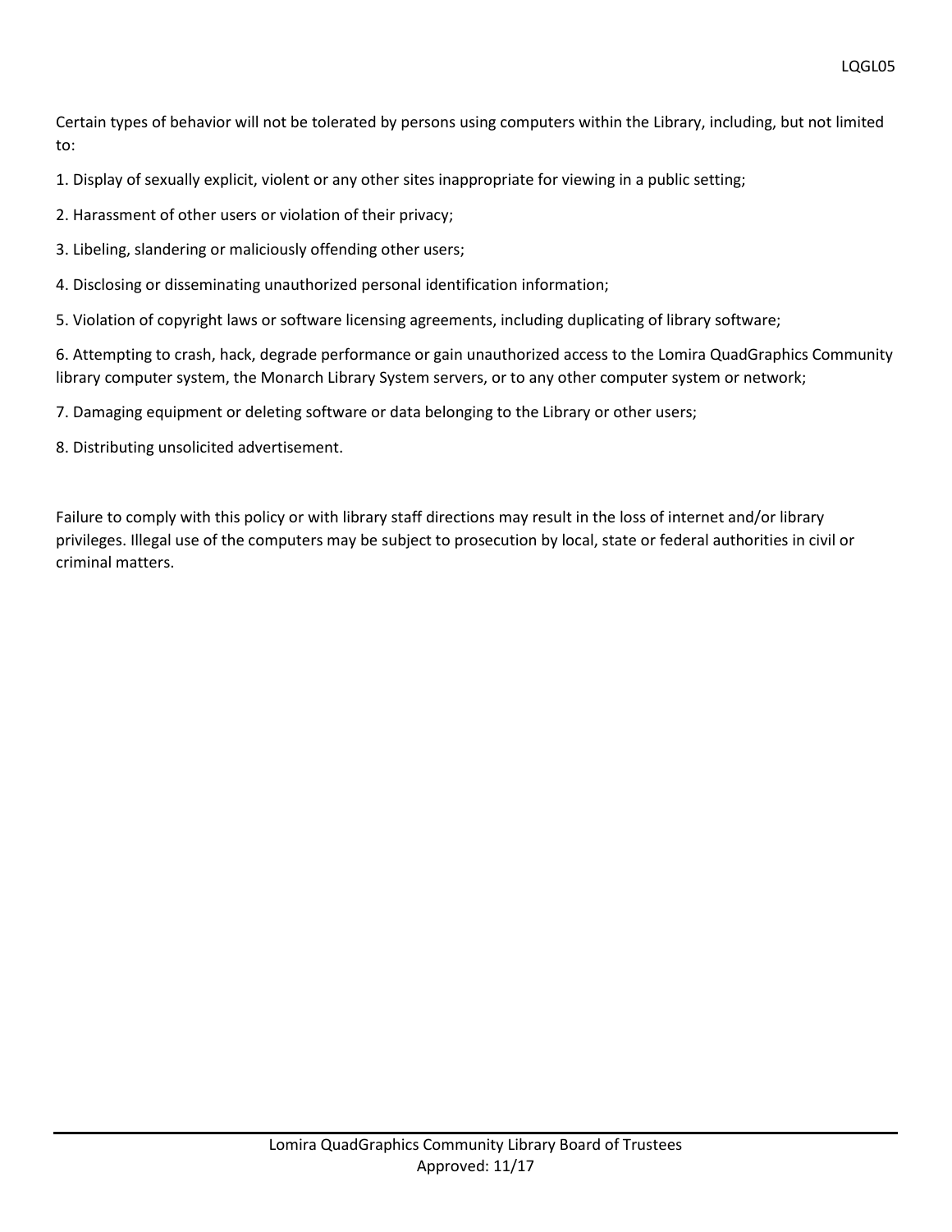Certain types of behavior will not be tolerated by persons using computers within the Library, including, but not limited to:

1. Display of sexually explicit, violent or any other sites inappropriate for viewing in a public setting;
2. Harassment of other users or violation of their privacy;
3. Libeling, slandering or maliciously offending other users;
4. Disclosing or disseminating unauthorized personal identification information;
5. Violation of copyright laws or software licensing agreements, including duplicating of library software;
6. Attempting to crash, hack, degrade performance or gain unauthorized access to the Lomira QuadGraphics Community library computer system, the Monarch Library System servers, or to any other computer system or network;
7. Damaging equipment or deleting software or data belonging to the Library or other users;
8. Distributing unsolicited advertisement.

Failure to comply with this policy or with library staff directions may result in the loss of internet and/or library privileges. Illegal use of the computers may be subject to prosecution by local, state or federal authorities in civil or criminal matters.